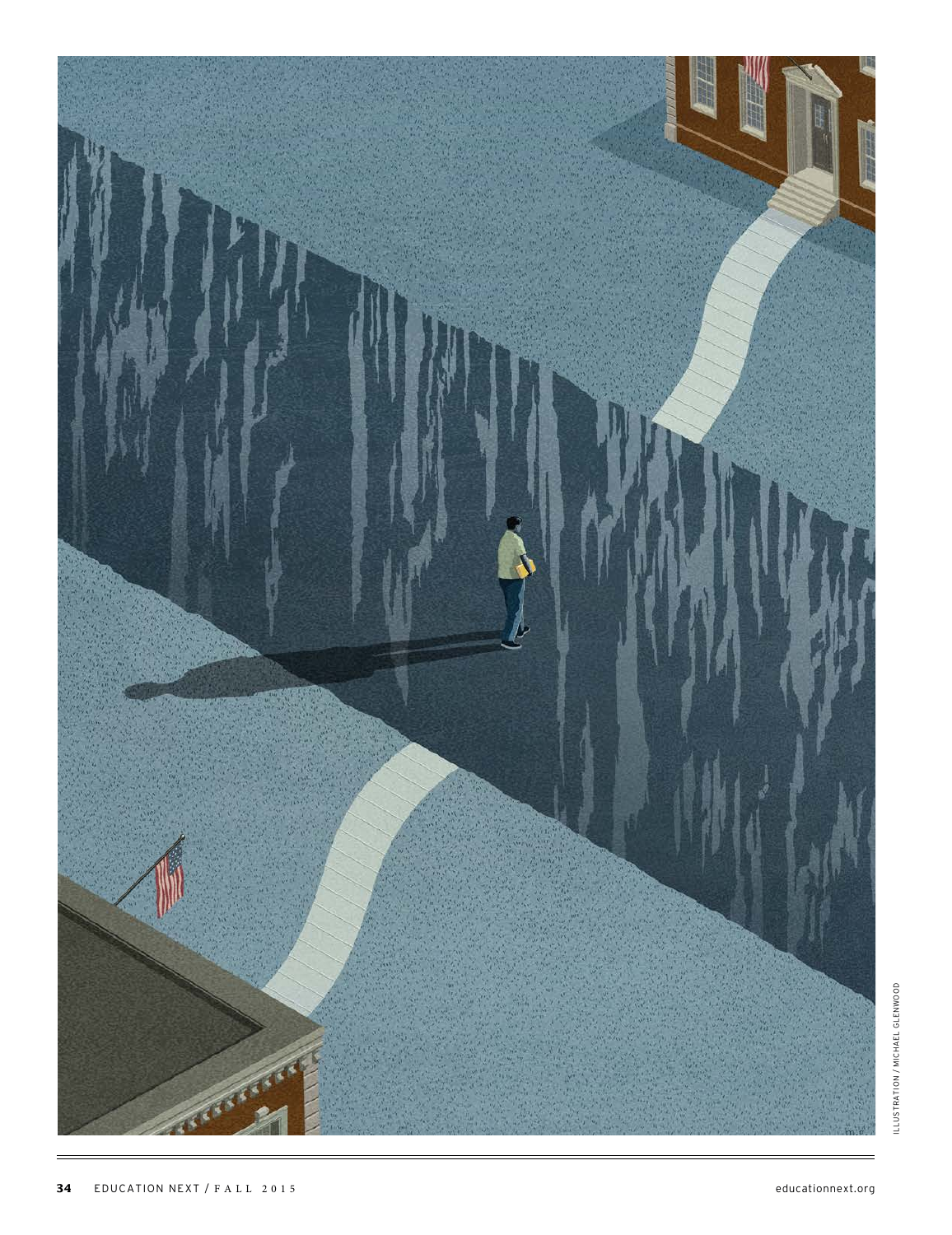ILLUSTRATION / MICHAEL GLENWOOD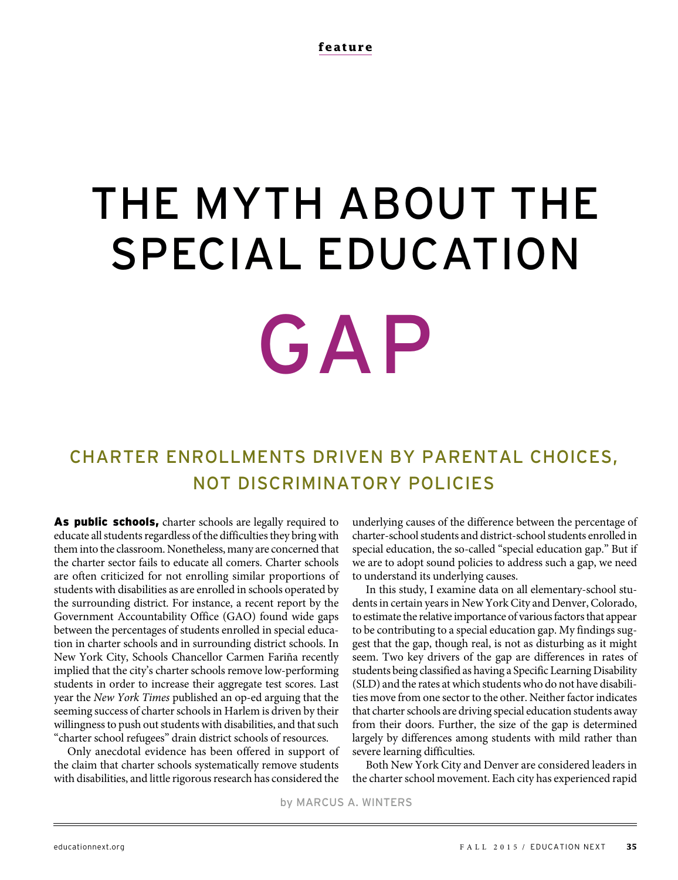**feature**

# THE MYTH ABOUT THE SPECIAL EDUCATION GAP

## CHARTER ENROLLMENTS DRIVEN BY PARENTAL CHOICES, NOT DISCRIMINATORY POLICIES

by MARCUS A. WINTERS

**As public schools,** charter schools are legally required to educate all students regardless of the difficulties they bring with them into the classroom. Nonetheless, many are concerned that the charter sector fails to educate all comers. Charter schools are often criticized for not enrolling similar proportions of students with disabilities as are enrolled in schools operated by the surrounding district. For instance, a recent report by the Government Accountability Office (GAO) found wide gaps between the percentages of students enrolled in special education in charter schools and in surrounding district schools. In New York City, Schools Chancellor Carmen Fariña recently implied that the city's charter schools remove low-performing students in order to increase their aggregate test scores. Last year the *New York Times* published an op-ed arguing that the seeming success of charter schools in Harlem is driven by their willingness to push out students with disabilities, and that such "charter school refugees" drain district schools of resources.

Only anecdotal evidence has been offered in support of the claim that charter schools systematically remove students with disabilities, and little rigorous research has considered the underlying causes of the difference between the percentage of charter-school students and district-school students enrolled in special education, the so-called "special education gap." But if we are to adopt sound policies to address such a gap, we need to understand its underlying causes.

In this study, I examine data on all elementary-school students in certain years in New York City and Denver, Colorado, to estimate the relative importance of various factors that appear to be contributing to a special education gap. My findings suggest that the gap, though real, is not as disturbing as it might seem. Two key drivers of the gap are differences in rates of students being classified as having a Specific Learning Disability (SLD) and the rates at which students who do not have disabilities move from one sector to the other. Neither factor indicates that charter schools are driving special education students away from their doors. Further, the size of the gap is determined largely by differences among students with mild rather than severe learning difficulties.

Both New York City and Denver are considered leaders in the charter school movement. Each city has experienced rapid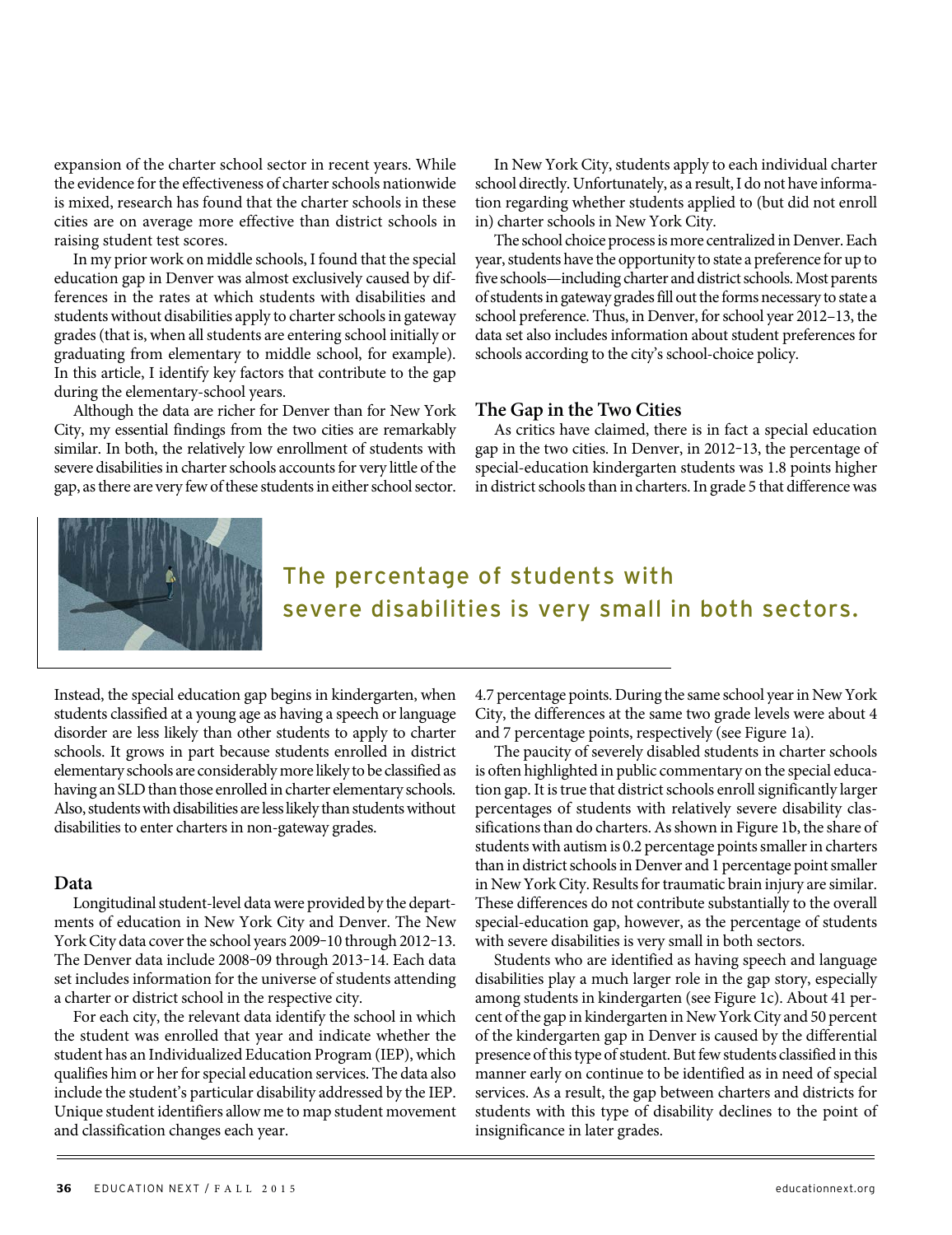expansion of the charter school sector in recent years. While the evidence for the effectiveness of charter schools nationwide is mixed, research has found that the charter schools in these cities are on average more effective than district schools in raising student test scores.

In my prior work on middle schools, I found that the special education gap in Denver was almost exclusively caused by differences in the rates at which students with disabilities and students without disabilities apply to charter schools in gateway grades (that is, when all students are entering school initially or graduating from elementary to middle school, for example). In this article, I identify key factors that contribute to the gap during the elementary-school years.

Although the data are richer for Denver than for New York City, my essential findings from the two cities are remarkably similar. In both, the relatively low enrollment of students with severe disabilities in charter schools accounts for very little of the gap, as there are very few of these students in either school sector. Instead, the special education gap begins in kindergarten, when students classified at a young age as having a speech or language disorder are less likely than other students to apply to charter schools. It grows in part because students enrolled in district elementary schools are considerably more likely to be classified as having an SLD than those enrolled in charter elementary schools. Also, students with disabilities are less likely than students without disabilities to enter charters in non-gateway grades.

## Data

Longitudinal student-level data were provided by the departments of education in New York City and Denver. The New York City data cover the school years 2009–10 through 2012–13. The Denver data include 2008–09 through 2013–14. Each data set includes information for the universe of students attending a charter or district school in the respective city.

For each city, the relevant data identify the school in which the student was enrolled that year and indicate whether the student has an Individualized Education Program (IEP), which qualifies him or her for special education services. The data also include the student's particular disability addressed by the IEP. Unique student identifiers allow me to map student movement and classification changes each year.

In New York City, students apply to each individual charter school directly. Unfortunately, as a result, I do not have information regarding whether students applied to (but did not enroll in) charter schools in New York City.

The school choice process is more centralized in Denver. Each year, students have the opportunity to state a preference for up to five schools—including charter and district schools. Most parents of students in gateway grades fill out the forms necessary to state a school preference. Thus, in Denver, for school year 2012–13, the data set also includes information about student preferences for schools according to the city's school-choice policy.

## The Gap in the Two Cities

As critics have claimed, there is in fact a special education gap in the two cities. In Denver, in 2012–13, the percentage of special-education kindergarten students was 1.8 points higher in district schools than in charters. In grade 5 that difference was 4.7 percentage points. During the same school year in New York City, the differences at the same two grade levels were about 4 and 7 percentage points, respectively (see Figure 1a).

> The percentage of students with severe disabilities is very small in both sectors.

The paucity of severely disabled students in charter schools is often highlighted in public commentary on the special education gap. It is true that district schools enroll significantly larger percentages of students with relatively severe disability classifications than do charters. As shown in Figure 1b, the share of students with autism is 0.2 percentage points smaller in charters than in district schools in Denver and 1 percentage point smaller in New York City. Results for traumatic brain injury are similar. These differences do not contribute substantially to the overall special-education gap, however, as the percentage of students with severe disabilities is very small in both sectors.

Students who are identified as having speech and language disabilities play a much larger role in the gap story, especially among students in kindergarten (see Figure 1c). About 41 percent of the gap in kindergarten in New York City and 50 percent of the kindergarten gap in Denver is caused by the differential presence of this type of student. But few students classified in this manner early on continue to be identified as in need of special services. As a result, the gap between charters and districts for students with this type of disability declines to the point of insignificance in later grades.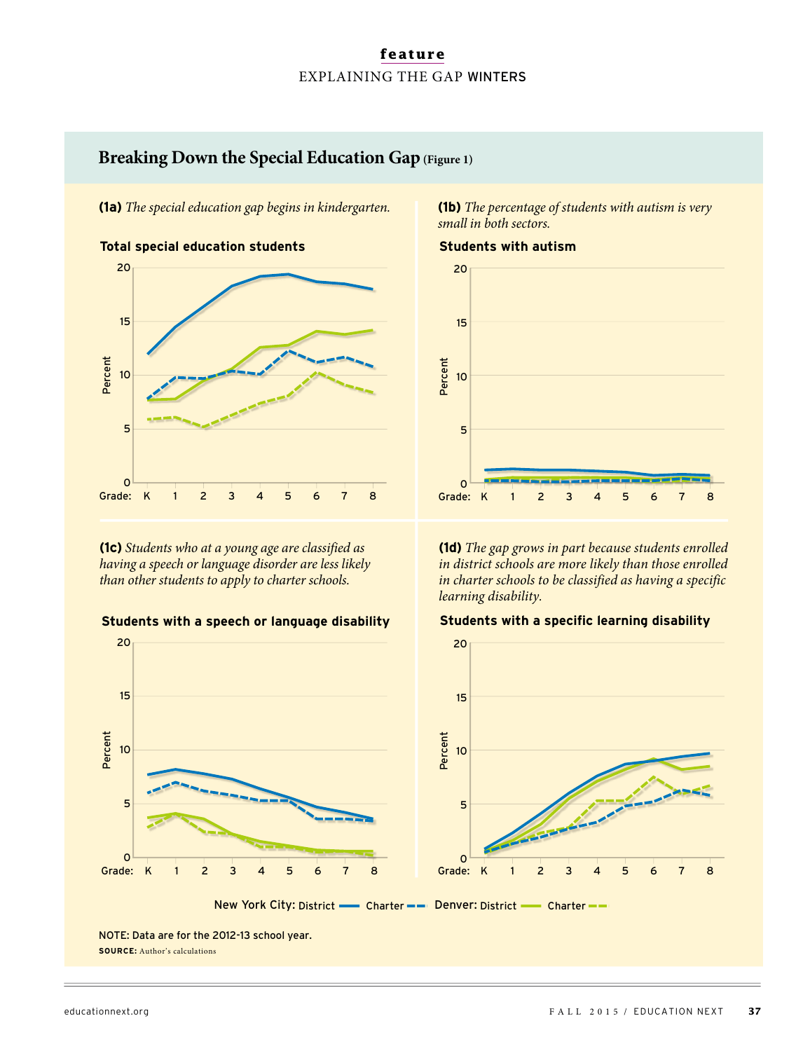## Breaking Down the Special Education Gap (Figure 1)

**(1a)** *The special education gap begins in kindergarten.*

**Total special education students**

**(1b)** *The percentage of students with autism is very small in both sectors.*

**Students with autism**

**(1c)** *Students who at a young age are classified as having a speech or language disorder are less likely than other students to apply to charter schools.*

**Students with a speech or language disability**

**(1d)** *The gap grows in part because students enrolled in district schools are more likely than those enrolled in charter schools to be classified as having a specific learning disability.*

**Students with a specific learning disability**

New York City: District — Charter - - Denver: District — Charter - -

NOTE: Data are for the 2012-13 school year.

**SOURCE:** Author's calculations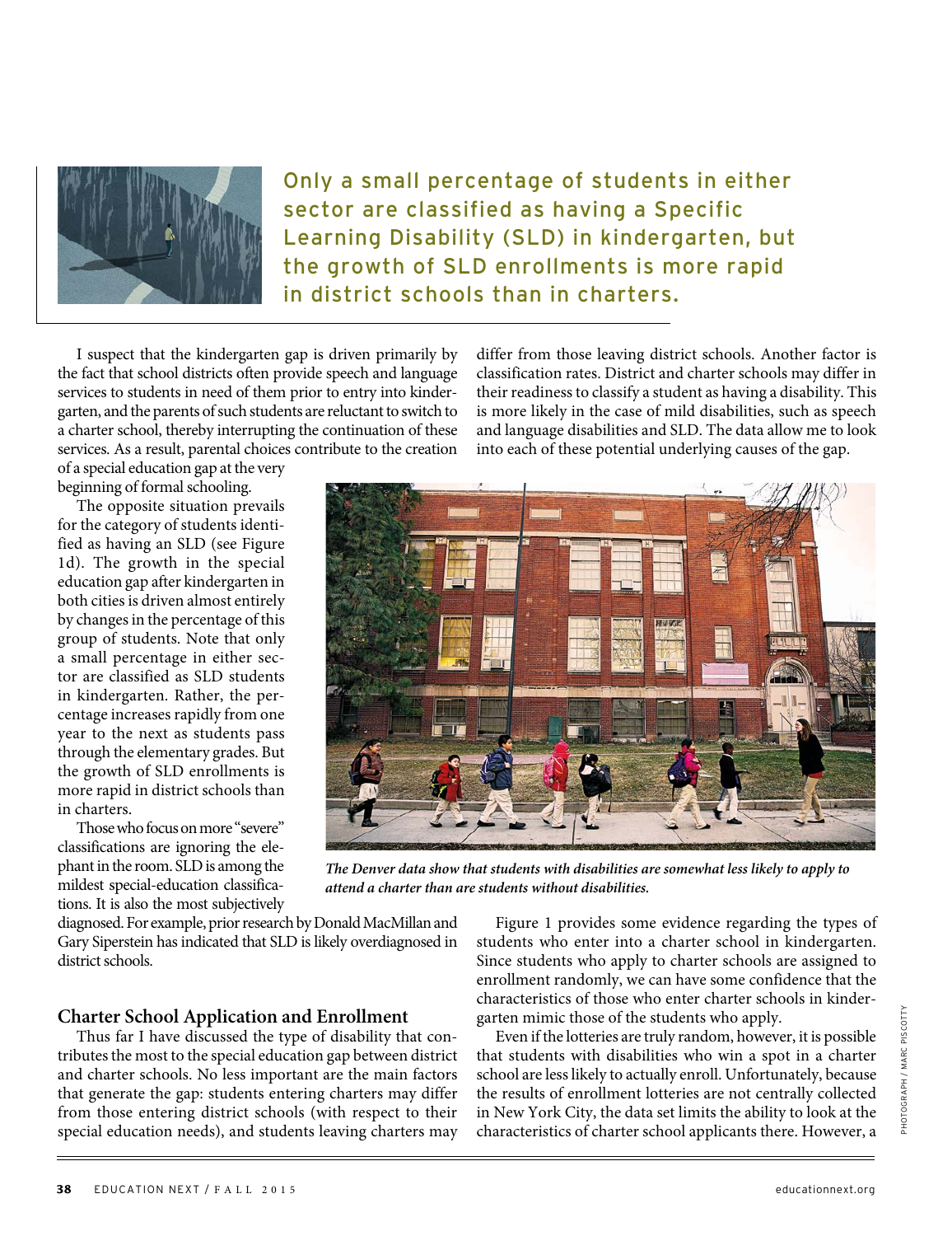> Only a small percentage of students in either sector are classified as having a Specific Learning Disability (SLD) in kindergarten, but the growth of SLD enrollments is more rapid in district schools than in charters.

I suspect that the kindergarten gap is driven primarily by the fact that school districts often provide speech and language services to students in need of them prior to entry into kindergarten, and the parents of such students are reluctant to switch to a charter school, thereby interrupting the continuation of these services. As a result, parental choices contribute to the creation of a special education gap at the very beginning of formal schooling.

The opposite situation prevails for the category of students identified as having an SLD (see Figure 1d). The growth in the special education gap after kindergarten in both cities is driven almost entirely by changes in the percentage of this group of students. Note that only a small percentage in either sector are classified as SLD students in kindergarten. Rather, the percentage increases rapidly from one year to the next as students pass through the elementary grades. But the growth of SLD enrollments is more rapid in district schools than in charters.

Those who focus on more "severe" classifications are ignoring the elephant in the room. SLD is among the mildest special-education classifications. It is also the most subjectively diagnosed. For example, prior research by Donald MacMillan and Gary Siperstein has indicated that SLD is likely overdiagnosed in district schools.

## Charter School Application and Enrollment

Thus far I have discussed the type of disability that contributes the most to the special education gap between district and charter schools. No less important are the main factors that generate the gap: students entering charters may differ from those entering district schools (with respect to their special education needs), and students leaving charters may differ from those leaving district schools. Another factor is classification rates. District and charter schools may differ in their readiness to classify a student as having a disability. This is more likely in the case of mild disabilities, such as speech and language disabilities and SLD. The data allow me to look into each of these potential underlying causes of the gap.

*The Denver data show that students with disabilities are somewhat less likely to apply to attend a charter than are students without disabilities.*

Figure 1 provides some evidence regarding the types of students who enter into a charter school in kindergarten. Since students who apply to charter schools are assigned to enrollment randomly, we can have some confidence that the characteristics of those who enter charter schools in kindergarten mimic those of the students who apply.

Even if the lotteries are truly random, however, it is possible that students with disabilities who win a spot in a charter school are less likely to actually enroll. Unfortunately, because the results of enrollment lotteries are not centrally collected in New York City, the data set limits the ability to look at the characteristics of charter school applicants there. However, a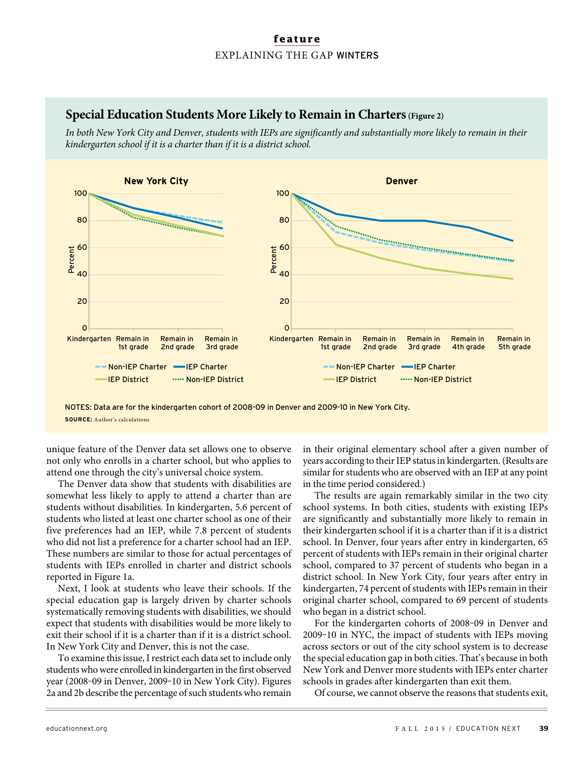## Special Education Students More Likely to Remain in Charters (Figure 2)

*In both New York City and Denver, students with IEPs are significantly and substantially more likely to remain in their kindergarten school if it is a charter than if it is a district school.*

NOTES: Data are for the kindergarten cohort of 2008-09 in Denver and 2009-10 in New York City.

**SOURCE:** Author's calculations

unique feature of the Denver data set allows one to observe not only who enrolls in a charter school, but who applies to attend one through the city's universal choice system.

The Denver data show that students with disabilities are somewhat less likely to apply to attend a charter than are students without disabilities. In kindergarten, 5.6 percent of students who listed at least one charter school as one of their five preferences had an IEP, while 7.8 percent of students who did not list a preference for a charter school had an IEP. These numbers are similar to those for actual percentages of students with IEPs enrolled in charter and district schools reported in Figure 1a.

Next, I look at students who leave their schools. If the special education gap is largely driven by charter schools systematically removing students with disabilities, we should expect that students with disabilities would be more likely to exit their school if it is a charter than if it is a district school. In New York City and Denver, this is not the case.

To examine this issue, I restrict each data set to include only students who were enrolled in kindergarten in the first observed year (2008–09 in Denver, 2009–10 in New York City). Figures 2a and 2b describe the percentage of such students who remain in their original elementary school after a given number of years according to their IEP status in kindergarten. (Results are similar for students who are observed with an IEP at any point in the time period considered.)

The results are again remarkably similar in the two city school systems. In both cities, students with existing IEPs are significantly and substantially more likely to remain in their kindergarten school if it is a charter than if it is a district school. In Denver, four years after entry in kindergarten, 65 percent of students with IEPs remain in their original charter school, compared to 37 percent of students who began in a district school. In New York City, four years after entry in kindergarten, 74 percent of students with IEPs remain in their original charter school, compared to 69 percent of students who began in a district school.

For the kindergarten cohorts of 2008–09 in Denver and 2009–10 in NYC, the impact of students with IEPs moving across sectors or out of the city school system is to decrease the special education gap in both cities. That's because in both New York and Denver more students with IEPs enter charter schools in grades after kindergarten than exit them.

Of course, we cannot observe the reasons that students exit,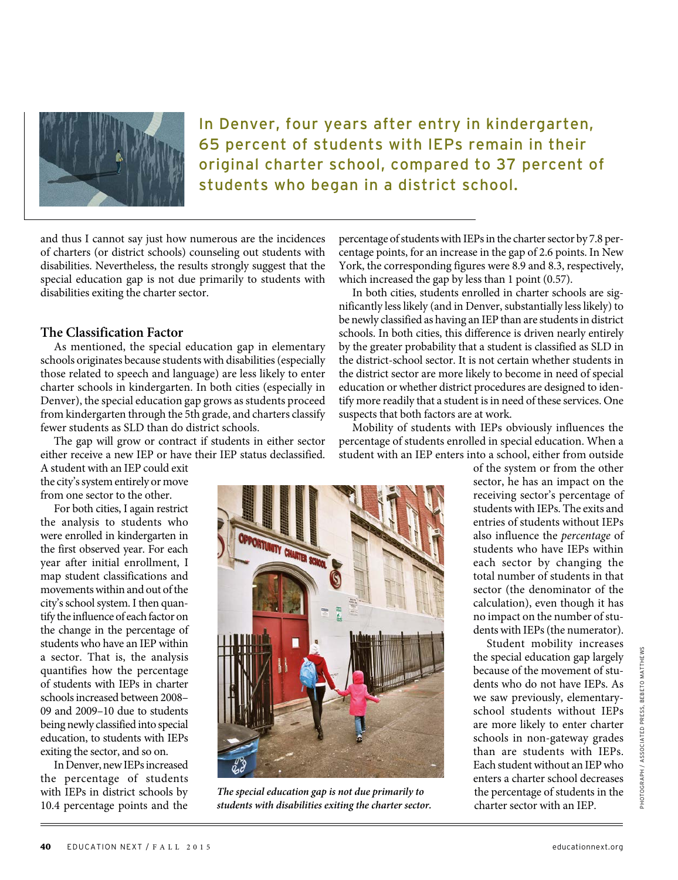In Denver, four years after entry in kindergarten, 65 percent of students with IEPs remain in their original charter school, compared to 37 percent of students who began in a district school.

and thus I cannot say just how numerous are the incidences of charters (or district schools) counseling out students with disabilities. Nevertheless, the results strongly suggest that the special education gap is not due primarily to students with disabilities exiting the charter sector.

### The Classification Factor

As mentioned, the special education gap in elementary schools originates because students with disabilities (especially those related to speech and language) are less likely to enter charter schools in kindergarten. In both cities (especially in Denver), the special education gap grows as students proceed from kindergarten through the 5th grade, and charters classify fewer students as SLD than do district schools.

The gap will grow or contract if students in either sector either receive a new IEP or have their IEP status declassified. A student with an IEP could exit the city's system entirely or move from one sector to the other.

For both cities, I again restrict the analysis to students who were enrolled in kindergarten in the first observed year. For each year after initial enrollment, I map student classifications and movements within and out of the city's school system. I then quantify the influence of each factor on the change in the percentage of students who have an IEP within a sector. That is, the analysis quantifies how the percentage of students with IEPs in charter schools increased between 2008–09 and 2009–10 due to students being newly classified into special education, to students with IEPs exiting the sector, and so on.

In Denver, new IEPs increased the percentage of students with IEPs in district schools by 10.4 percentage points and the percentage of students with IEPs in the charter sector by 7.8 percentage points, for an increase in the gap of 2.6 points. In New York, the corresponding figures were 8.9 and 8.3, respectively, which increased the gap by less than 1 point (0.57).

In both cities, students enrolled in charter schools are significantly less likely (and in Denver, substantially less likely) to be newly classified as having an IEP than are students in district schools. In both cities, this difference is driven nearly entirely by the greater probability that a student is classified as SLD in the district-school sector. It is not certain whether students in the district sector are more likely to become in need of special education or whether district procedures are designed to identify more readily that a student is in need of these services. One suspects that both factors are at work.

Mobility of students with IEPs obviously influences the percentage of students enrolled in special education. When a student with an IEP enters into a school, either from outside of the system or from the other sector, he has an impact on the receiving sector's percentage of students with IEPs. The exits and entries of students without IEPs also influence the *percentage* of students who have IEPs within each sector by changing the total number of students in that sector (the denominator of the calculation), even though it has no impact on the number of students with IEPs (the numerator).

Student mobility increases the special education gap largely because of the movement of students who do not have IEPs. As we saw previously, elementary-school students without IEPs are more likely to enter charter schools in non-gateway grades than are students with IEPs. Each student without an IEP who enters a charter school decreases the percentage of students in the charter sector with an IEP.

*The special education gap is not due primarily to students with disabilities exiting the charter sector.*

PHOTOGRAPH / ASSOCIATED PRESS, BEBETO MATTHEWS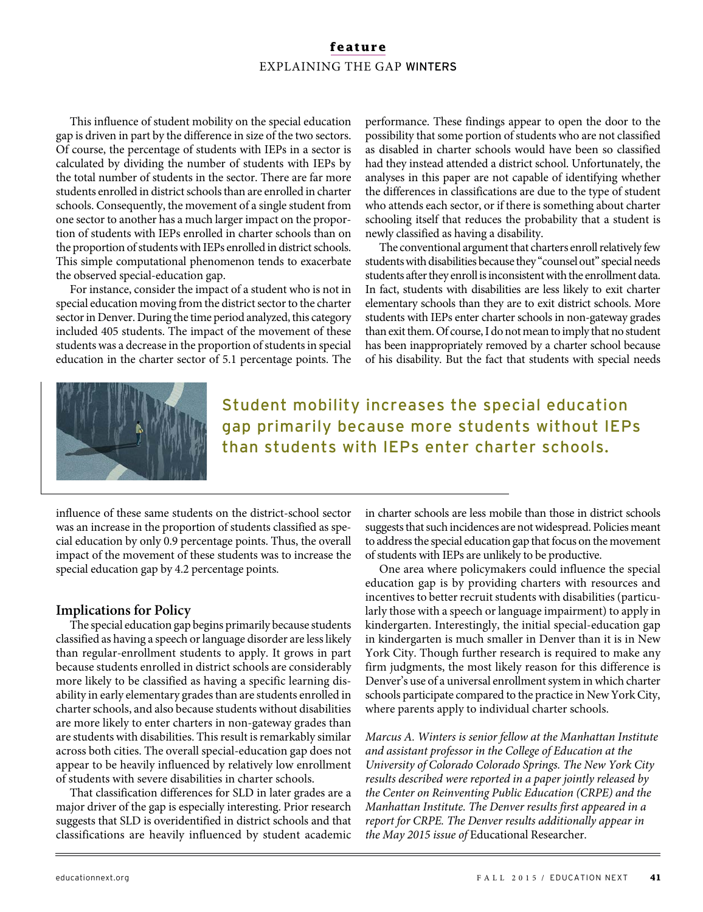This influence of student mobility on the special education gap is driven in part by the difference in size of the two sectors. Of course, the percentage of students with IEPs in a sector is calculated by dividing the number of students with IEPs by the total number of students in the sector. There are far more students enrolled in district schools than are enrolled in charter schools. Consequently, the movement of a single student from one sector to another has a much larger impact on the proportion of students with IEPs enrolled in charter schools than on the proportion of students with IEPs enrolled in district schools. This simple computational phenomenon tends to exacerbate the observed special-education gap.

For instance, consider the impact of a student who is not in special education moving from the district sector to the charter sector in Denver. During the time period analyzed, this category included 405 students. The impact of the movement of these students was a decrease in the proportion of students in special education in the charter sector of 5.1 percentage points. The influence of these same students on the district-school sector was an increase in the proportion of students classified as special education by only 0.9 percentage points. Thus, the overall impact of the movement of these students was to increase the special education gap by 4.2 percentage points.

Student mobility increases the special education gap primarily because more students without IEPs than students with IEPs enter charter schools.

## Implications for Policy

The special education gap begins primarily because students classified as having a speech or language disorder are less likely than regular-enrollment students to apply. It grows in part because students enrolled in district schools are considerably more likely to be classified as having a specific learning disability in early elementary grades than are students enrolled in charter schools, and also because students without disabilities are more likely to enter charters in non-gateway grades than are students with disabilities. This result is remarkably similar across both cities. The overall special-education gap does not appear to be heavily influenced by relatively low enrollment of students with severe disabilities in charter schools.

That classification differences for SLD in later grades are a major driver of the gap is especially interesting. Prior research suggests that SLD is overidentified in district schools and that classifications are heavily influenced by student academic performance. These findings appear to open the door to the possibility that some portion of students who are not classified as disabled in charter schools would have been so classified had they instead attended a district school. Unfortunately, the analyses in this paper are not capable of identifying whether the differences in classifications are due to the type of student who attends each sector, or if there is something about charter schooling itself that reduces the probability that a student is newly classified as having a disability.

The conventional argument that charters enroll relatively few students with disabilities because they "counsel out" special needs students after they enroll is inconsistent with the enrollment data. In fact, students with disabilities are less likely to exit charter elementary schools than they are to exit district schools. More students with IEPs enter charter schools in non-gateway grades than exit them. Of course, I do not mean to imply that no student has been inappropriately removed by a charter school because of his disability. But the fact that students with special needs in charter schools are less mobile than those in district schools suggests that such incidences are not widespread. Policies meant to address the special education gap that focus on the movement of students with IEPs are unlikely to be productive.

One area where policymakers could influence the special education gap is by providing charters with resources and incentives to better recruit students with disabilities (particularly those with a speech or language impairment) to apply in kindergarten. Interestingly, the initial special-education gap in kindergarten is much smaller in Denver than it is in New York City. Though further research is required to make any firm judgments, the most likely reason for this difference is Denver's use of a universal enrollment system in which charter schools participate compared to the practice in New York City, where parents apply to individual charter schools.

*Marcus A. Winters is senior fellow at the Manhattan Institute and assistant professor in the College of Education at the University of Colorado Colorado Springs. The New York City results described were reported in a paper jointly released by the Center on Reinventing Public Education (CRPE) and the Manhattan Institute. The Denver results first appeared in a report for CRPE. The Denver results additionally appear in the May 2015 issue of* Educational Researcher.